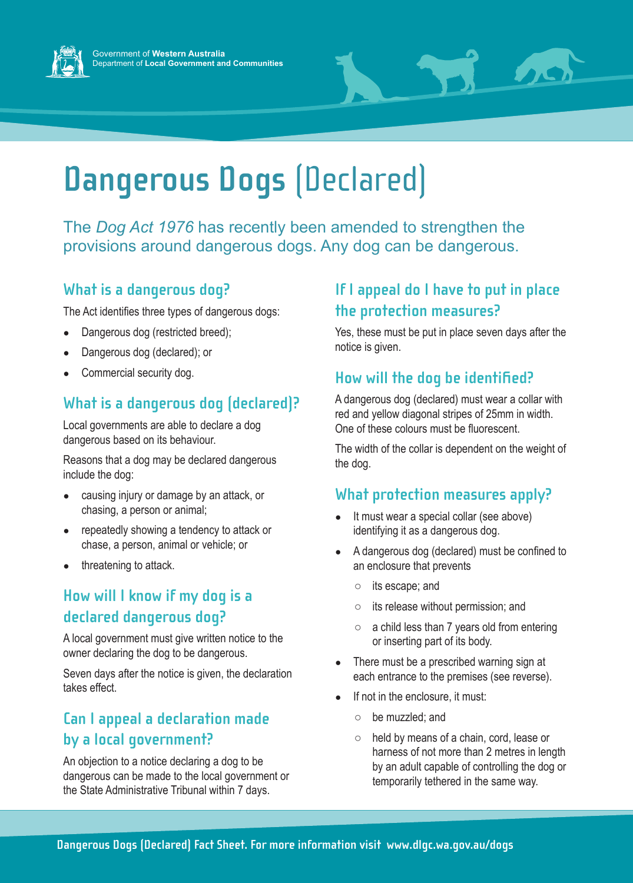Government of **Western Australia**
Department of **Local Government and Communities**

# Dangerous Dogs (Declared)

The *Dog Act 1976* has recently been amended to strengthen the provisions around dangerous dogs. Any dog can be dangerous.

## What is a dangerous dog?

The Act identifies three types of dangerous dogs:

- Dangerous dog (restricted breed);
- Dangerous dog (declared); or
- Commercial security dog.

## What is a dangerous dog (declared)?

Local governments are able to declare a dog dangerous based on its behaviour.

Reasons that a dog may be declared dangerous include the dog:

- causing injury or damage by an attack, or chasing, a person or animal;
- repeatedly showing a tendency to attack or chase, a person, animal or vehicle; or
- threatening to attack.

## How will I know if my dog is a declared dangerous dog?

A local government must give written notice to the owner declaring the dog to be dangerous.

Seven days after the notice is given, the declaration takes effect.

## Can I appeal a declaration made by a local government?

An objection to a notice declaring a dog to be dangerous can be made to the local government or the State Administrative Tribunal within 7 days.

## If I appeal do I have to put in place the protection measures?

Yes, these must be put in place seven days after the notice is given.

## How will the dog be identified?

A dangerous dog (declared) must wear a collar with red and yellow diagonal stripes of 25mm in width. One of these colours must be fluorescent.

The width of the collar is dependent on the weight of the dog.

## What protection measures apply?

- It must wear a special collar (see above) identifying it as a dangerous dog.
- A dangerous dog (declared) must be confined to an enclosure that prevents
    - its escape; and
    - its release without permission; and
    - a child less than 7 years old from entering or inserting part of its body.
- There must be a prescribed warning sign at each entrance to the premises (see reverse).
- If not in the enclosure, it must:
    - be muzzled; and
    - held by means of a chain, cord, lease or harness of not more than 2 metres in length by an adult capable of controlling the dog or temporarily tethered in the same way.

**Dangerous Dogs (Declared) Fact Sheet. For more information visit www.dlgc.wa.gov.au/dogs**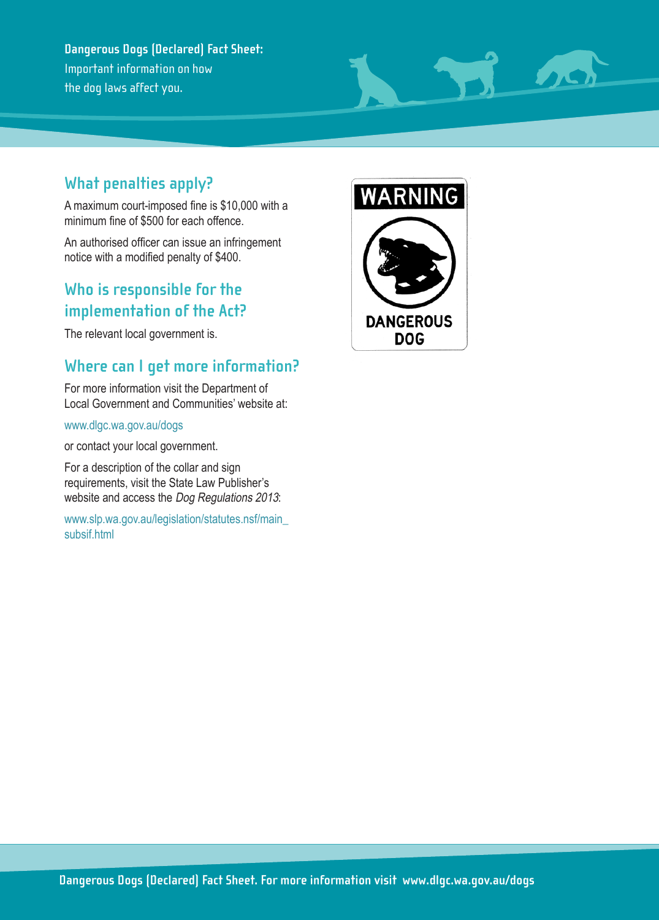## What penalties apply?

A maximum court-imposed fine is $10,000 with a minimum fine of $500 for each offence.

An authorised officer can issue an infringement notice with a modified penalty of $400.

## Who is responsible for the implementation of the Act?

The relevant local government is.

## Where can I get more information?

For more information visit the Department of Local Government and Communities' website at:

www.dlgc.wa.gov.au/dogs

or contact your local government.

For a description of the collar and sign requirements, visit the State Law Publisher's website and access the *Dog Regulations 2013*:

www.slp.wa.gov.au/legislation/statutes.nsf/main_subsif.html

WARNING

DANGEROUS DOG